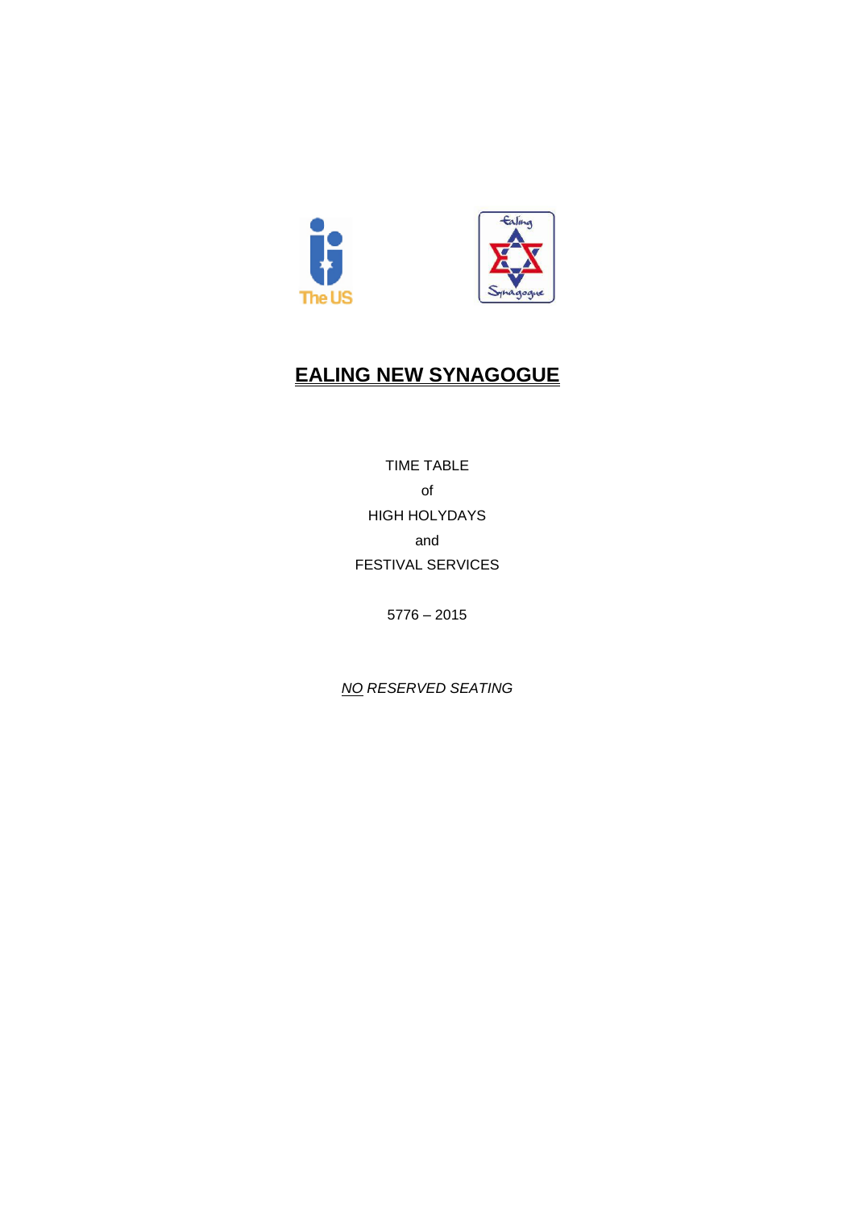# EALING NEW SYNAGOGUE

TIME TABLE

of

HIGH HOLYDAYS

and

FESTIVAL SERVICES

5776 – 2015

*NO RESERVED SEATING*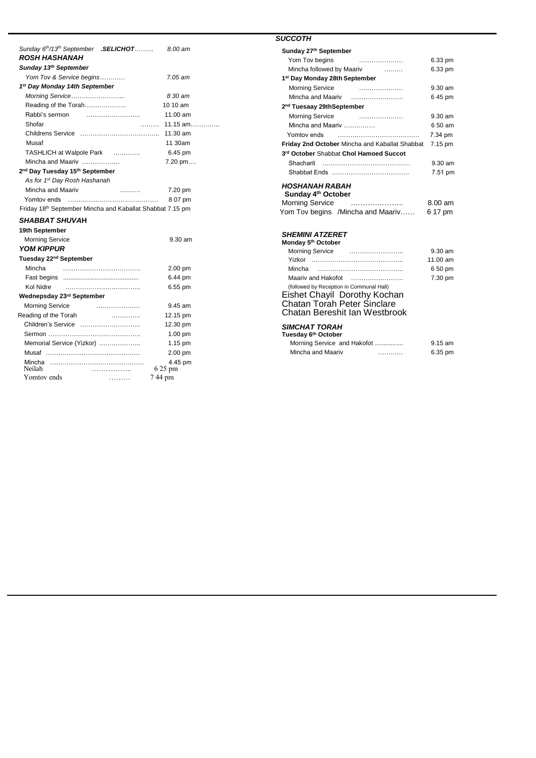*Sunday 6th/13th September* ***.SELICHOT***……… *8.00 am*

## *ROSH HASHANAH*

***Sunday 13th September***

| | |
|---|---|
| *Yom Tov & Service begins…………* | *7.05 am* |

***1st Day Monday 14th September***

| | |
|---|---|
| *Morning Service……………………..* | *8 30 am* |
| Reading of the Torah……………….. | 10 10 am |
| Rabbi's sermon …………………….. | 11.00 am |
| Shofar ……… | 11.15 am………….. |
| Childrens Service ………………………………. | 11.30 am |
| Musaf | 11 30am |
| TASHLICH at Walpole Park …………. | 6.45 pm |
| Mincha and Maariv ……………… | 7.20 pm…. |

**2nd Day Tuesday 15th September**

*As for 1st Day Rosh Hashanah*

| | |
|---|---|
| Mincha and Maariv ………. | 7.20 pm |
| Yomtov ends …………………………………… | 8 07 pm |

Friday 18th September Mincha and Kaballat Shabbat 7.15 pm

## *SHABBAT SHUVAH*

**19th September**

| | |
|---|---|
| Morning Service | 9.30 am |

## *YOM KIPPUR*

**Tuesday 22nd September**

| | |
|---|---|
| Mincha ………………………………. | 2.00 pm |
| Fast begins .......................................... | 6.44 pm |
| Kol Nidre …………………………….. | 6.55 pm |

**Wednepsday 23rd September**

| | |
|---|---|
| Morning Service ………………… | 9.45 am |
| Reading of the Torah …………. | 12.15 pm |
| Children's Service ……………………….. | 12.30 pm |
| Sermon …………………………………….. | 1.00 pm |
| Memorial Service (Yizkor) ……………….. | 1.15 pm |
| Musaf ……………………………………… | 2.00 pm |
| Mincha ……………………………………… | 4.45 pm |
| Neilah …………….. | 6 25 pm |
| Yomtov ends ……… | 7 44 pm |

## *SUCCOTH*

**Sunday 27th September**

| | |
|---|---|
| Yom Tov begins ………………… | 6.33 pm |
| Mincha followed by Maariv ……… | 6.33 pm |

**1st Day Monday 28th September**

| | |
|---|---|
| Morning Service ………………… | 9.30 am |
| Mincha and Maariv ……………………. | 6 45 pm |

**2nd Tuesaay 29thSeptember**

| | |
|---|---|
| Morning Service ………………… | 9.30 am |
| Mincha and Maariv …………… | 6 50 am |
| Yomtov ends ………………………………… | 7.34 pm |
| **Friday 2nd October** Mincha and Kaballat Shabbat | 7.15 pm |

**3rd October** Shabbat **Chol Hamoed Succot**

| | |
|---|---|
| Shacharit …………………………………… | 9.30 am |
| Shabbat Ends ………………………………. | 7.51 pm |

## *HOSHANAH RABAH*

**Sunday 4th October**

| | |
|---|---|
| Morning Service …………………. | 8.00 am |
| Yom Tov begins /Mincha and Maariv…… | 6 17 pm |

## *SHEMINI ATZERET*

**Monday 5th October**

| | |
|---|---|
| Morning Service …………………….. | 9.30 am |
| Yizkor …………………………………….. | 11.00 am |
| Mincha ………………………………….. | 6 50 pm |
| Maariv and Hakofot …………………… | 7.30 pm |

(followed by Reception in Communal Hall)

Eishet Chayil Dorothy Kochan
Chatan Torah Peter Sinclare
Chatan Bereshit Ian Westbrook

## *SIMCHAT TORAH*

**Tuesday 6th October**

| | |
|---|---|
| Morning Service and Hakofot ................ | 9.15 am |
| Mincha and Maariv ……….. | 6.35 pm |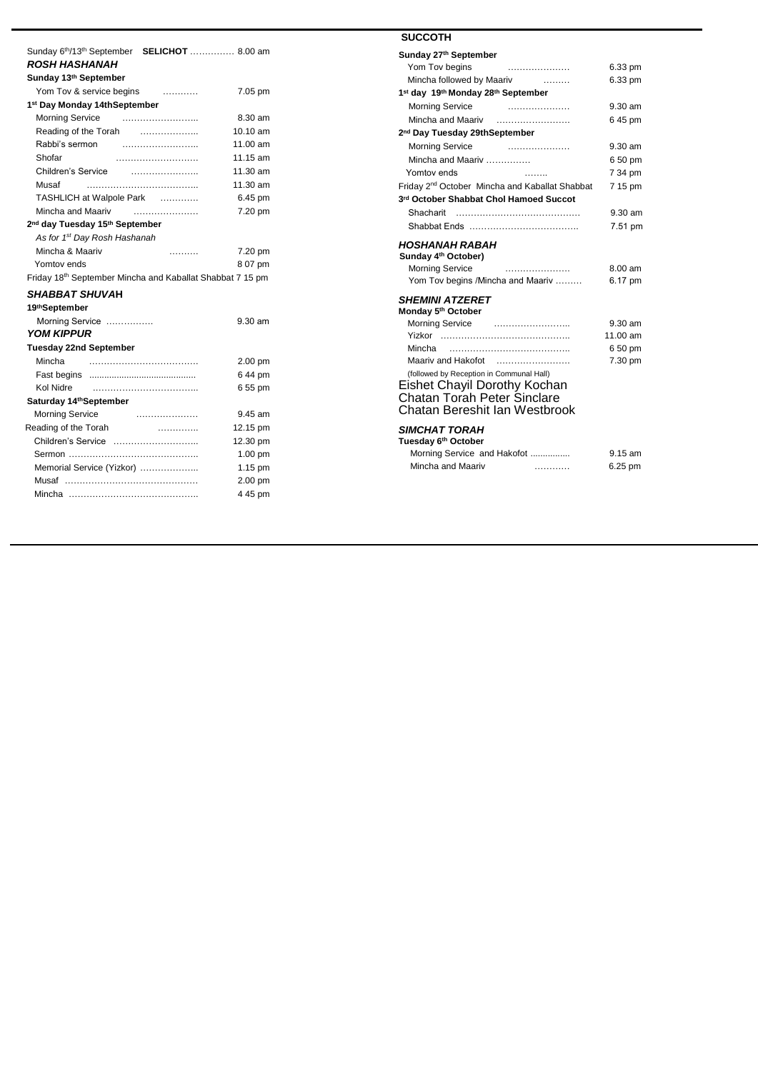Sunday 6th/13th September **SELICHOT** …………… 8.00 am

### *ROSH HASHANAH*

**Sunday 13th September**

| | |
|---|---|
| Yom Tov & service begins ………… | 7.05 pm |

**1st Day Monday 14thSeptember**

| | |
|---|---|
| Morning Service …………………….. | 8.30 am |
| Reading of the Torah ……………….. | 10.10 am |
| Rabbi's sermon …………………….. | 11.00 am |
| Shofar ……………………… | 11.15 am |
| Children's Service ………………….. | 11.30 am |
| Musaf ……………………………….. | 11.30 am |
| TASHLICH at Walpole Park ………… | 6.45 pm |
| Mincha and Maariv …………………. | 7.20 pm |

**2nd day Tuesday 15th September**

*As for 1st Day Rosh Hashanah*

| | |
|---|---|
| Mincha & Maariv ……… | 7.20 pm |
| Yomtov ends | 8 07 pm |

Friday 18th September Mincha and Kaballat Shabbat 7 15 pm

### *SHABBAT SHUVAH*

**19thSeptember**

| | |
|---|---|
| Morning Service …………… | 9.30 am |

### *YOM KIPPUR*

**Tuesday 22nd September**

| | |
|---|---|
| Mincha ………………………………. | 2.00 pm |
| Fast begins ........................................... | 6 44 pm |
| Kol Nidre …………………………….. | 6 55 pm |

**Saturday 14thSeptember**

| | |
|---|---|
| Morning Service ………………… | 9.45 am |
| Reading of the Torah ………….. | 12.15 pm |
| Children's Service ……………………….. | 12.30 pm |
| Sermon …………………………………….. | 1.00 pm |
| Memorial Service (Yizkor) ……………….. | 1.15 pm |
| Musaf ……………………………………… | 2.00 pm |
| Mincha …………………………………….. | 4 45 pm |

### SUCCOTH

**Sunday 27th September**

| | |
|---|---|
| Yom Tov begins ………………… | 6.33 pm |
| Mincha followed by Maariv ……… | 6.33 pm |

**1st day 19th Monday 28th September**

| | |
|---|---|
| Morning Service ………………… | 9.30 am |
| Mincha and Maariv ……………………. | 6 45 pm |

**2nd Day Tuesday 29thSeptember**

| | |
|---|---|
| Morning Service ………………… | 9.30 am |
| Mincha and Maariv …………… | 6 50 pm |
| Yomtov ends …….. | 7 34 pm |
| Friday 2nd October Mincha and Kaballat Shabbat | 7 15 pm |

**3rd October Shabbat Chol Hamoed Succot**

| | |
|---|---|
| Shacharit ……………………………………. | 9.30 am |
| Shabbat Ends ………………………………. | 7.51 pm |

### *HOSHANAH RABAH*

**Sunday 4th October)**

| | |
|---|---|
| Morning Service …………………. | 8.00 am |
| Yom Tov begins /Mincha and Maariv ……… | 6.17 pm |

### *SHEMINI ATZERET*

**Monday 5th October**

| | |
|---|---|
| Morning Service …………………….. | 9.30 am |
| Yizkor …………………………………….. | 11.00 am |
| Mincha ………………………………….. | 6 50 pm |
| Maariv and Hakofot ……………………. | 7.30 pm |

(followed by Reception in Communal Hall)

Eishet Chayil Dorothy Kochan

Chatan Torah Peter Sinclare

Chatan Bereshit Ian Westbrook

### *SIMCHAT TORAH*

**Tuesday 6th October**

| | |
|---|---|
| Morning Service and Hakofot ................ | 9.15 am |
| Mincha and Maariv ………… | 6.25 pm |